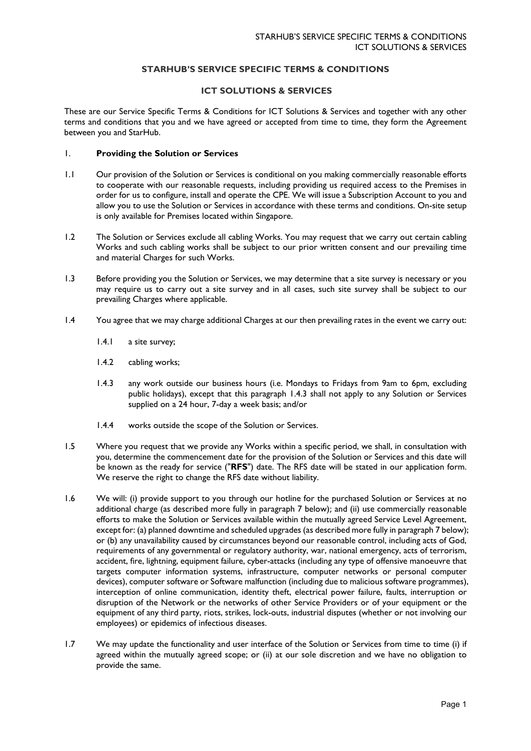# STARHUB'S SERVICE SPECIFIC TERMS & CONDITIONS

## ICT SOLUTIONS & SERVICES

These are our Service Specific Terms & Conditions for ICT Solutions & Services and together with any other terms and conditions that you and we have agreed or accepted from time to time, they form the Agreement between you and StarHub.

### 1. Providing the Solution or Services

1.1 Our provision of the Solution or Services is conditional on you making commercially reasonable efforts to cooperate with our reasonable requests, including providing us required access to the Premises in order for us to configure, install and operate the CPE. We will issue a Subscription Account to you and allow you to use the Solution or Services in accordance with these terms and conditions. On-site setup is only available for Premises located within Singapore.

1.2 The Solution or Services exclude all cabling Works. You may request that we carry out certain cabling Works and such cabling works shall be subject to our prior written consent and our prevailing time and material Charges for such Works.

1.3 Before providing you the Solution or Services, we may determine that a site survey is necessary or you may require us to carry out a site survey and in all cases, such site survey shall be subject to our prevailing Charges where applicable.

1.4 You agree that we may charge additional Charges at our then prevailing rates in the event we carry out:

1.4.1 a site survey;

1.4.2 cabling works;

1.4.3 any work outside our business hours (i.e. Mondays to Fridays from 9am to 6pm, excluding public holidays), except that this paragraph 1.4.3 shall not apply to any Solution or Services supplied on a 24 hour, 7-day a week basis; and/or

1.4.4 works outside the scope of the Solution or Services.

1.5 Where you request that we provide any Works within a specific period, we shall, in consultation with you, determine the commencement date for the provision of the Solution or Services and this date will be known as the ready for service ("**RFS**") date. The RFS date will be stated in our application form. We reserve the right to change the RFS date without liability.

1.6 We will: (i) provide support to you through our hotline for the purchased Solution or Services at no additional charge (as described more fully in paragraph 7 below); and (ii) use commercially reasonable efforts to make the Solution or Services available within the mutually agreed Service Level Agreement, except for: (a) planned downtime and scheduled upgrades (as described more fully in paragraph 7 below); or (b) any unavailability caused by circumstances beyond our reasonable control, including acts of God, requirements of any governmental or regulatory authority, war, national emergency, acts of terrorism, accident, fire, lightning, equipment failure, cyber-attacks (including any type of offensive manoeuvre that targets computer information systems, infrastructure, computer networks or personal computer devices), computer software or Software malfunction (including due to malicious software programmes), interception of online communication, identity theft, electrical power failure, faults, interruption or disruption of the Network or the networks of other Service Providers or of your equipment or the equipment of any third party, riots, strikes, lock-outs, industrial disputes (whether or not involving our employees) or epidemics of infectious diseases.

1.7 We may update the functionality and user interface of the Solution or Services from time to time (i) if agreed within the mutually agreed scope; or (ii) at our sole discretion and we have no obligation to provide the same.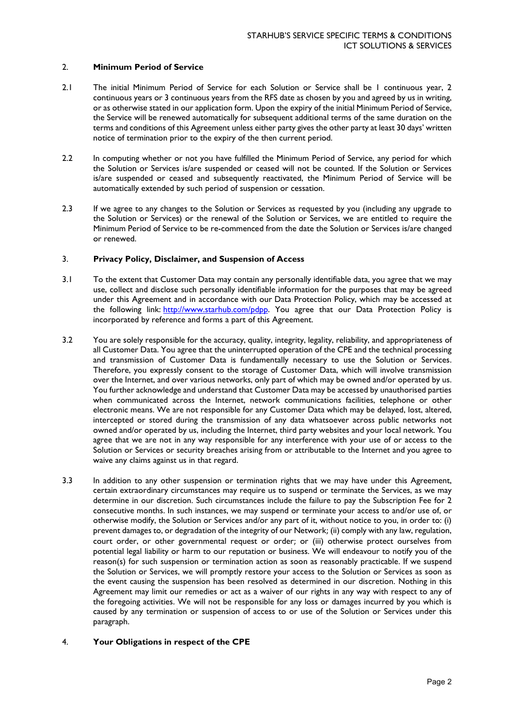## 2. Minimum Period of Service

2.1 The initial Minimum Period of Service for each Solution or Service shall be 1 continuous year, 2 continuous years or 3 continuous years from the RFS date as chosen by you and agreed by us in writing, or as otherwise stated in our application form. Upon the expiry of the initial Minimum Period of Service, the Service will be renewed automatically for subsequent additional terms of the same duration on the terms and conditions of this Agreement unless either party gives the other party at least 30 days' written notice of termination prior to the expiry of the then current period.

2.2 In computing whether or not you have fulfilled the Minimum Period of Service, any period for which the Solution or Services is/are suspended or ceased will not be counted. If the Solution or Services is/are suspended or ceased and subsequently reactivated, the Minimum Period of Service will be automatically extended by such period of suspension or cessation.

2.3 If we agree to any changes to the Solution or Services as requested by you (including any upgrade to the Solution or Services) or the renewal of the Solution or Services, we are entitled to require the Minimum Period of Service to be re-commenced from the date the Solution or Services is/are changed or renewed.

## 3. Privacy Policy, Disclaimer, and Suspension of Access

3.1 To the extent that Customer Data may contain any personally identifiable data, you agree that we may use, collect and disclose such personally identifiable information for the purposes that may be agreed under this Agreement and in accordance with our Data Protection Policy, which may be accessed at the following link: http://www.starhub.com/pdpp. You agree that our Data Protection Policy is incorporated by reference and forms a part of this Agreement.

3.2 You are solely responsible for the accuracy, quality, integrity, legality, reliability, and appropriateness of all Customer Data. You agree that the uninterrupted operation of the CPE and the technical processing and transmission of Customer Data is fundamentally necessary to use the Solution or Services. Therefore, you expressly consent to the storage of Customer Data, which will involve transmission over the Internet, and over various networks, only part of which may be owned and/or operated by us. You further acknowledge and understand that Customer Data may be accessed by unauthorised parties when communicated across the Internet, network communications facilities, telephone or other electronic means. We are not responsible for any Customer Data which may be delayed, lost, altered, intercepted or stored during the transmission of any data whatsoever across public networks not owned and/or operated by us, including the Internet, third party websites and your local network. You agree that we are not in any way responsible for any interference with your use of or access to the Solution or Services or security breaches arising from or attributable to the Internet and you agree to waive any claims against us in that regard.

3.3 In addition to any other suspension or termination rights that we may have under this Agreement, certain extraordinary circumstances may require us to suspend or terminate the Services, as we may determine in our discretion. Such circumstances include the failure to pay the Subscription Fee for 2 consecutive months. In such instances, we may suspend or terminate your access to and/or use of, or otherwise modify, the Solution or Services and/or any part of it, without notice to you, in order to: (i) prevent damages to, or degradation of the integrity of our Network; (ii) comply with any law, regulation, court order, or other governmental request or order; or (iii) otherwise protect ourselves from potential legal liability or harm to our reputation or business. We will endeavour to notify you of the reason(s) for such suspension or termination action as soon as reasonably practicable. If we suspend the Solution or Services, we will promptly restore your access to the Solution or Services as soon as the event causing the suspension has been resolved as determined in our discretion. Nothing in this Agreement may limit our remedies or act as a waiver of our rights in any way with respect to any of the foregoing activities. We will not be responsible for any loss or damages incurred by you which is caused by any termination or suspension of access to or use of the Solution or Services under this paragraph.

## 4. Your Obligations in respect of the CPE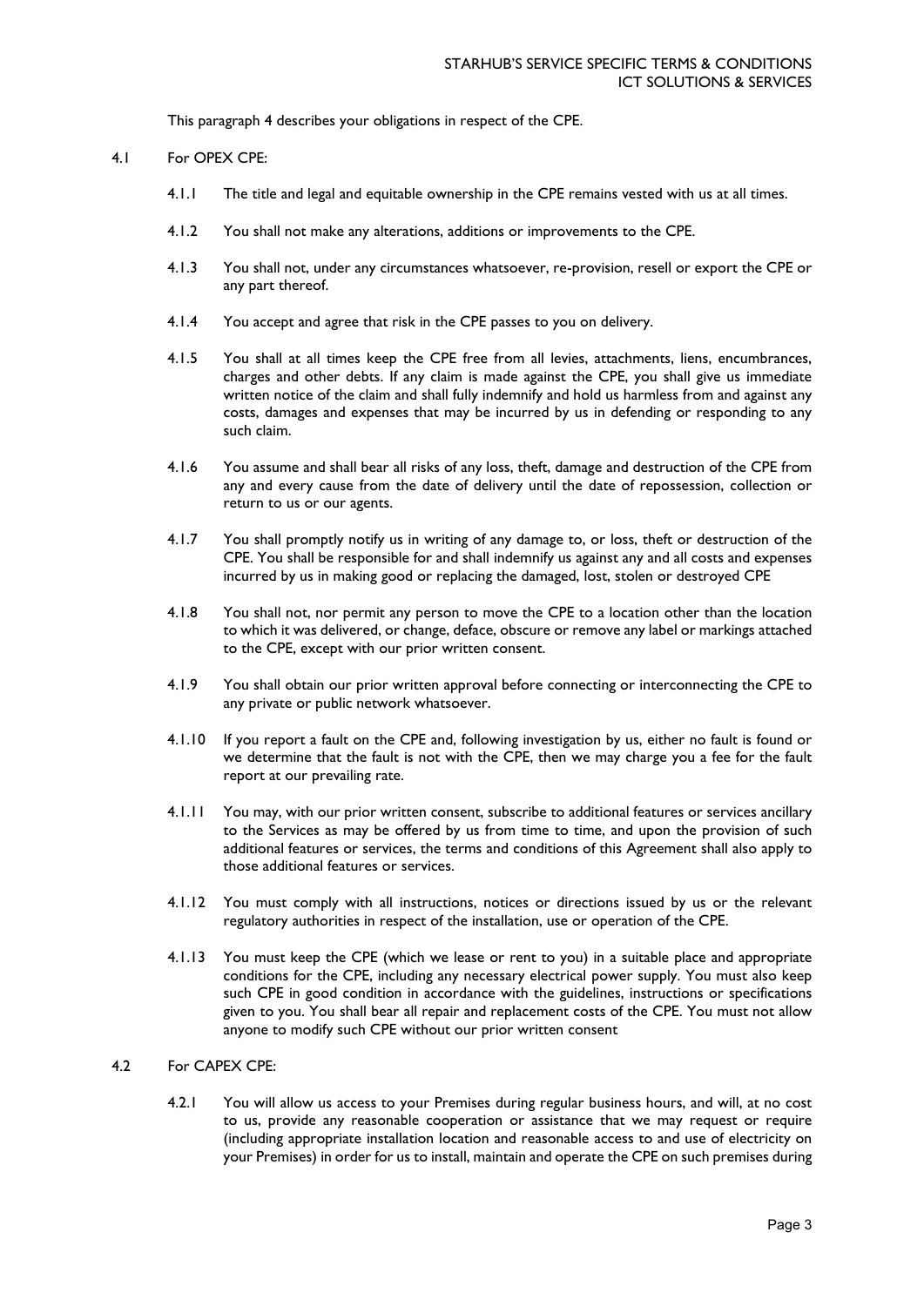This paragraph 4 describes your obligations in respect of the CPE.

4.1 For OPEX CPE:

4.1.1 The title and legal and equitable ownership in the CPE remains vested with us at all times.

4.1.2 You shall not make any alterations, additions or improvements to the CPE.

4.1.3 You shall not, under any circumstances whatsoever, re-provision, resell or export the CPE or any part thereof.

4.1.4 You accept and agree that risk in the CPE passes to you on delivery.

4.1.5 You shall at all times keep the CPE free from all levies, attachments, liens, encumbrances, charges and other debts. If any claim is made against the CPE, you shall give us immediate written notice of the claim and shall fully indemnify and hold us harmless from and against any costs, damages and expenses that may be incurred by us in defending or responding to any such claim.

4.1.6 You assume and shall bear all risks of any loss, theft, damage and destruction of the CPE from any and every cause from the date of delivery until the date of repossession, collection or return to us or our agents.

4.1.7 You shall promptly notify us in writing of any damage to, or loss, theft or destruction of the CPE. You shall be responsible for and shall indemnify us against any and all costs and expenses incurred by us in making good or replacing the damaged, lost, stolen or destroyed CPE

4.1.8 You shall not, nor permit any person to move the CPE to a location other than the location to which it was delivered, or change, deface, obscure or remove any label or markings attached to the CPE, except with our prior written consent.

4.1.9 You shall obtain our prior written approval before connecting or interconnecting the CPE to any private or public network whatsoever.

4.1.10 If you report a fault on the CPE and, following investigation by us, either no fault is found or we determine that the fault is not with the CPE, then we may charge you a fee for the fault report at our prevailing rate.

4.1.11 You may, with our prior written consent, subscribe to additional features or services ancillary to the Services as may be offered by us from time to time, and upon the provision of such additional features or services, the terms and conditions of this Agreement shall also apply to those additional features or services.

4.1.12 You must comply with all instructions, notices or directions issued by us or the relevant regulatory authorities in respect of the installation, use or operation of the CPE.

4.1.13 You must keep the CPE (which we lease or rent to you) in a suitable place and appropriate conditions for the CPE, including any necessary electrical power supply. You must also keep such CPE in good condition in accordance with the guidelines, instructions or specifications given to you. You shall bear all repair and replacement costs of the CPE. You must not allow anyone to modify such CPE without our prior written consent

4.2 For CAPEX CPE:

4.2.1 You will allow us access to your Premises during regular business hours, and will, at no cost to us, provide any reasonable cooperation or assistance that we may request or require (including appropriate installation location and reasonable access to and use of electricity on your Premises) in order for us to install, maintain and operate the CPE on such premises during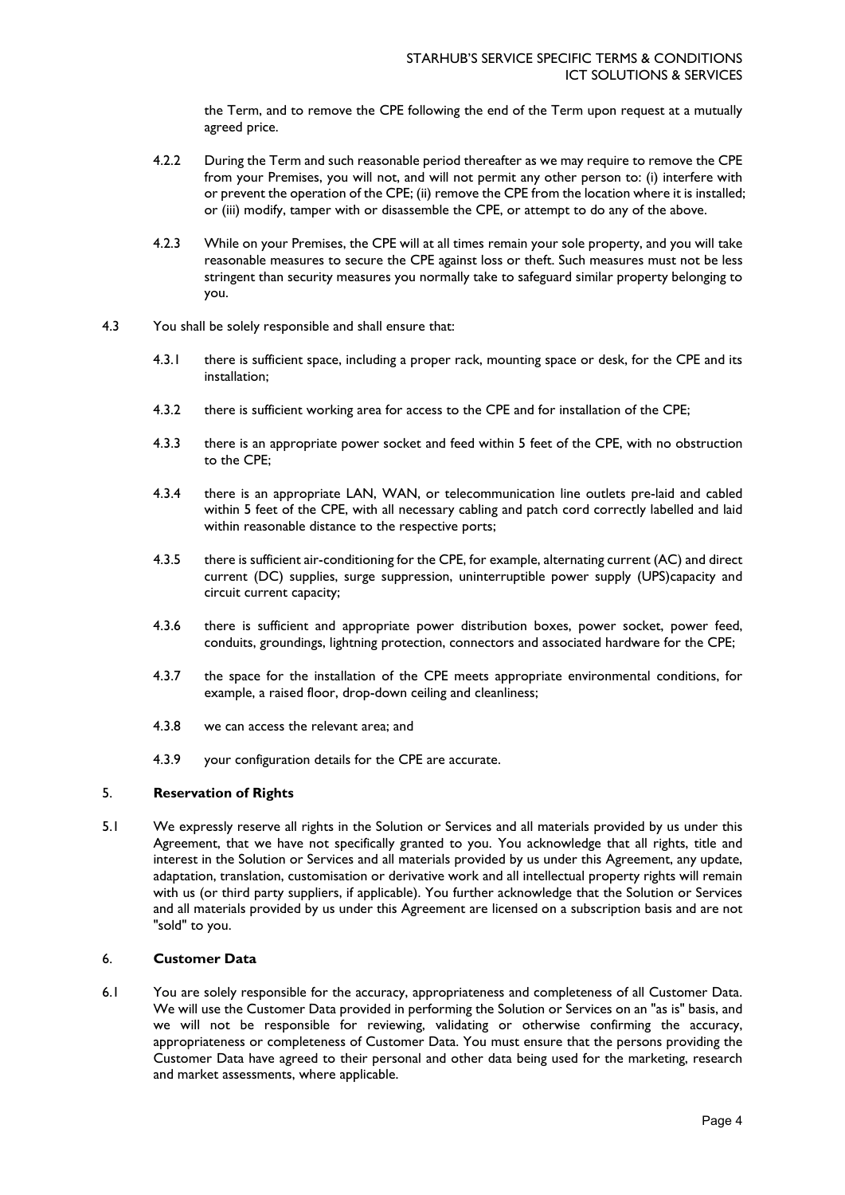the Term, and to remove the CPE following the end of the Term upon request at a mutually agreed price.

4.2.2 During the Term and such reasonable period thereafter as we may require to remove the CPE from your Premises, you will not, and will not permit any other person to: (i) interfere with or prevent the operation of the CPE; (ii) remove the CPE from the location where it is installed; or (iii) modify, tamper with or disassemble the CPE, or attempt to do any of the above.

4.2.3 While on your Premises, the CPE will at all times remain your sole property, and you will take reasonable measures to secure the CPE against loss or theft. Such measures must not be less stringent than security measures you normally take to safeguard similar property belonging to you.

4.3 You shall be solely responsible and shall ensure that:

4.3.1 there is sufficient space, including a proper rack, mounting space or desk, for the CPE and its installation;

4.3.2 there is sufficient working area for access to the CPE and for installation of the CPE;

4.3.3 there is an appropriate power socket and feed within 5 feet of the CPE, with no obstruction to the CPE;

4.3.4 there is an appropriate LAN, WAN, or telecommunication line outlets pre-laid and cabled within 5 feet of the CPE, with all necessary cabling and patch cord correctly labelled and laid within reasonable distance to the respective ports;

4.3.5 there is sufficient air-conditioning for the CPE, for example, alternating current (AC) and direct current (DC) supplies, surge suppression, uninterruptible power supply (UPS)capacity and circuit current capacity;

4.3.6 there is sufficient and appropriate power distribution boxes, power socket, power feed, conduits, groundings, lightning protection, connectors and associated hardware for the CPE;

4.3.7 the space for the installation of the CPE meets appropriate environmental conditions, for example, a raised floor, drop-down ceiling and cleanliness;

4.3.8 we can access the relevant area; and

4.3.9 your configuration details for the CPE are accurate.

## 5. Reservation of Rights

5.1 We expressly reserve all rights in the Solution or Services and all materials provided by us under this Agreement, that we have not specifically granted to you. You acknowledge that all rights, title and interest in the Solution or Services and all materials provided by us under this Agreement, any update, adaptation, translation, customisation or derivative work and all intellectual property rights will remain with us (or third party suppliers, if applicable). You further acknowledge that the Solution or Services and all materials provided by us under this Agreement are licensed on a subscription basis and are not "sold" to you.

## 6. Customer Data

6.1 You are solely responsible for the accuracy, appropriateness and completeness of all Customer Data. We will use the Customer Data provided in performing the Solution or Services on an "as is" basis, and we will not be responsible for reviewing, validating or otherwise confirming the accuracy, appropriateness or completeness of Customer Data. You must ensure that the persons providing the Customer Data have agreed to their personal and other data being used for the marketing, research and market assessments, where applicable.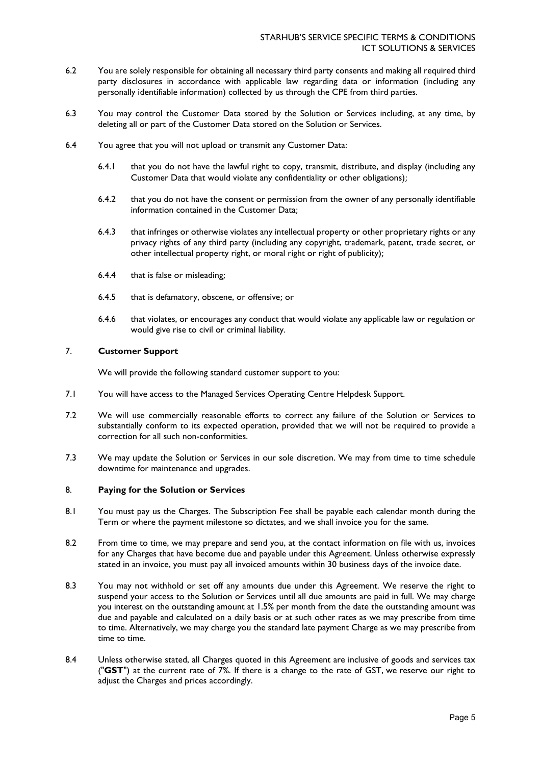6.2 You are solely responsible for obtaining all necessary third party consents and making all required third party disclosures in accordance with applicable law regarding data or information (including any personally identifiable information) collected by us through the CPE from third parties.

6.3 You may control the Customer Data stored by the Solution or Services including, at any time, by deleting all or part of the Customer Data stored on the Solution or Services.

6.4 You agree that you will not upload or transmit any Customer Data:

6.4.1 that you do not have the lawful right to copy, transmit, distribute, and display (including any Customer Data that would violate any confidentiality or other obligations);

6.4.2 that you do not have the consent or permission from the owner of any personally identifiable information contained in the Customer Data;

6.4.3 that infringes or otherwise violates any intellectual property or other proprietary rights or any privacy rights of any third party (including any copyright, trademark, patent, trade secret, or other intellectual property right, or moral right or right of publicity);

6.4.4 that is false or misleading;

6.4.5 that is defamatory, obscene, or offensive; or

6.4.6 that violates, or encourages any conduct that would violate any applicable law or regulation or would give rise to civil or criminal liability.

## 7. Customer Support

We will provide the following standard customer support to you:

7.1 You will have access to the Managed Services Operating Centre Helpdesk Support.

7.2 We will use commercially reasonable efforts to correct any failure of the Solution or Services to substantially conform to its expected operation, provided that we will not be required to provide a correction for all such non-conformities.

7.3 We may update the Solution or Services in our sole discretion. We may from time to time schedule downtime for maintenance and upgrades.

## 8. Paying for the Solution or Services

8.1 You must pay us the Charges. The Subscription Fee shall be payable each calendar month during the Term or where the payment milestone so dictates, and we shall invoice you for the same.

8.2 From time to time, we may prepare and send you, at the contact information on file with us, invoices for any Charges that have become due and payable under this Agreement. Unless otherwise expressly stated in an invoice, you must pay all invoiced amounts within 30 business days of the invoice date.

8.3 You may not withhold or set off any amounts due under this Agreement. We reserve the right to suspend your access to the Solution or Services until all due amounts are paid in full. We may charge you interest on the outstanding amount at 1.5% per month from the date the outstanding amount was due and payable and calculated on a daily basis or at such other rates as we may prescribe from time to time. Alternatively, we may charge you the standard late payment Charge as we may prescribe from time to time.

8.4 Unless otherwise stated, all Charges quoted in this Agreement are inclusive of goods and services tax ("**GST**") at the current rate of 7%. If there is a change to the rate of GST, we reserve our right to adjust the Charges and prices accordingly.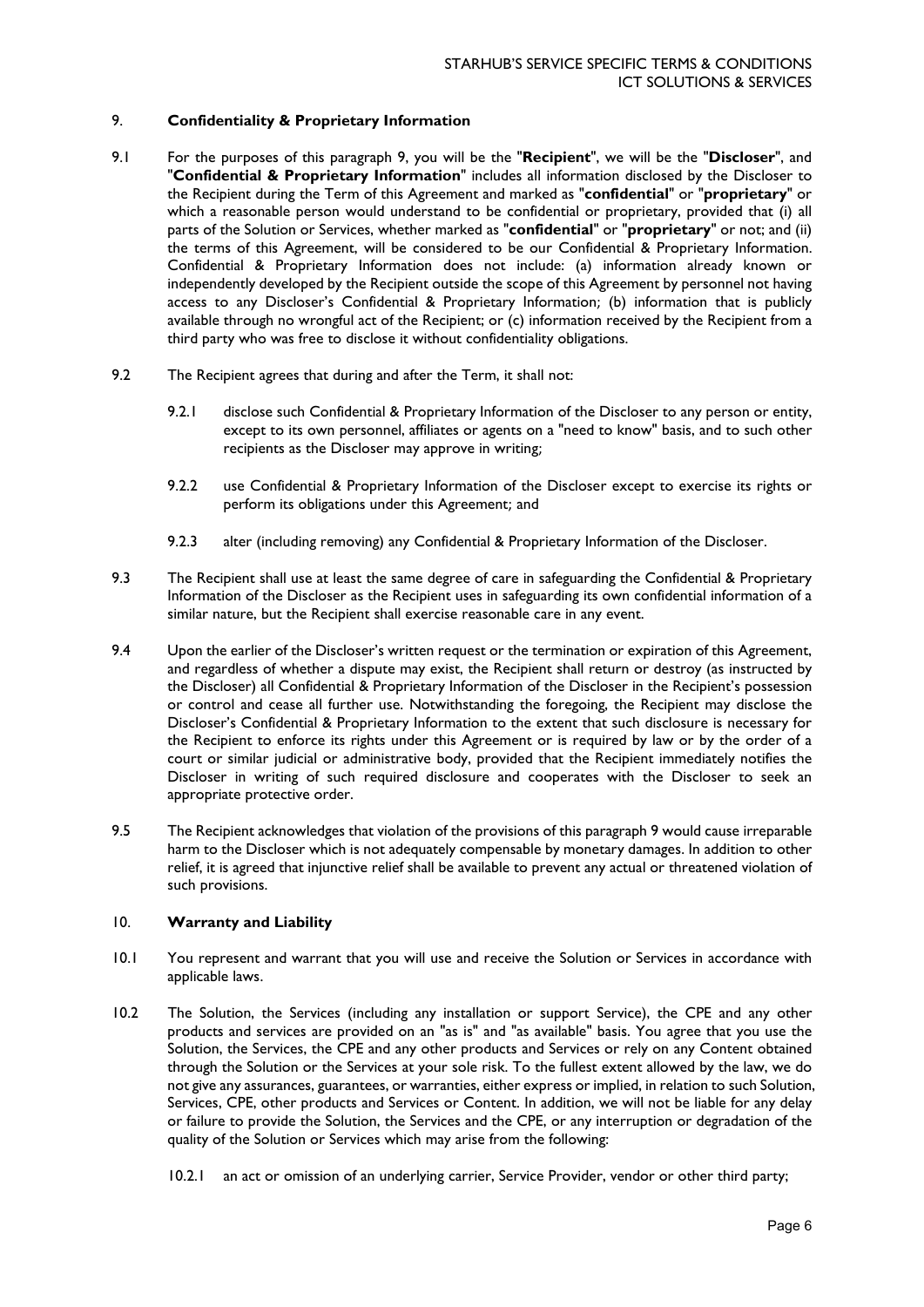## 9. Confidentiality & Proprietary Information

9.1 For the purposes of this paragraph 9, you will be the "**Recipient**", we will be the "**Discloser**", and "**Confidential & Proprietary Information**" includes all information disclosed by the Discloser to the Recipient during the Term of this Agreement and marked as "**confidential**" or "**proprietary**" or which a reasonable person would understand to be confidential or proprietary, provided that (i) all parts of the Solution or Services, whether marked as "**confidential**" or "**proprietary**" or not; and (ii) the terms of this Agreement, will be considered to be our Confidential & Proprietary Information. Confidential & Proprietary Information does not include: (a) information already known or independently developed by the Recipient outside the scope of this Agreement by personnel not having access to any Discloser's Confidential & Proprietary Information; (b) information that is publicly available through no wrongful act of the Recipient; or (c) information received by the Recipient from a third party who was free to disclose it without confidentiality obligations.

9.2 The Recipient agrees that during and after the Term, it shall not:

- 9.2.1 disclose such Confidential & Proprietary Information of the Discloser to any person or entity, except to its own personnel, affiliates or agents on a "need to know" basis, and to such other recipients as the Discloser may approve in writing;
- 9.2.2 use Confidential & Proprietary Information of the Discloser except to exercise its rights or perform its obligations under this Agreement; and
- 9.2.3 alter (including removing) any Confidential & Proprietary Information of the Discloser.

9.3 The Recipient shall use at least the same degree of care in safeguarding the Confidential & Proprietary Information of the Discloser as the Recipient uses in safeguarding its own confidential information of a similar nature, but the Recipient shall exercise reasonable care in any event.

9.4 Upon the earlier of the Discloser's written request or the termination or expiration of this Agreement, and regardless of whether a dispute may exist, the Recipient shall return or destroy (as instructed by the Discloser) all Confidential & Proprietary Information of the Discloser in the Recipient's possession or control and cease all further use. Notwithstanding the foregoing, the Recipient may disclose the Discloser's Confidential & Proprietary Information to the extent that such disclosure is necessary for the Recipient to enforce its rights under this Agreement or is required by law or by the order of a court or similar judicial or administrative body, provided that the Recipient immediately notifies the Discloser in writing of such required disclosure and cooperates with the Discloser to seek an appropriate protective order.

9.5 The Recipient acknowledges that violation of the provisions of this paragraph 9 would cause irreparable harm to the Discloser which is not adequately compensable by monetary damages. In addition to other relief, it is agreed that injunctive relief shall be available to prevent any actual or threatened violation of such provisions.

## 10. Warranty and Liability

10.1 You represent and warrant that you will use and receive the Solution or Services in accordance with applicable laws.

10.2 The Solution, the Services (including any installation or support Service), the CPE and any other products and services are provided on an "as is" and "as available" basis. You agree that you use the Solution, the Services, the CPE and any other products and Services or rely on any Content obtained through the Solution or the Services at your sole risk. To the fullest extent allowed by the law, we do not give any assurances, guarantees, or warranties, either express or implied, in relation to such Solution, Services, CPE, other products and Services or Content. In addition, we will not be liable for any delay or failure to provide the Solution, the Services and the CPE, or any interruption or degradation of the quality of the Solution or Services which may arise from the following:

- 10.2.1 an act or omission of an underlying carrier, Service Provider, vendor or other third party;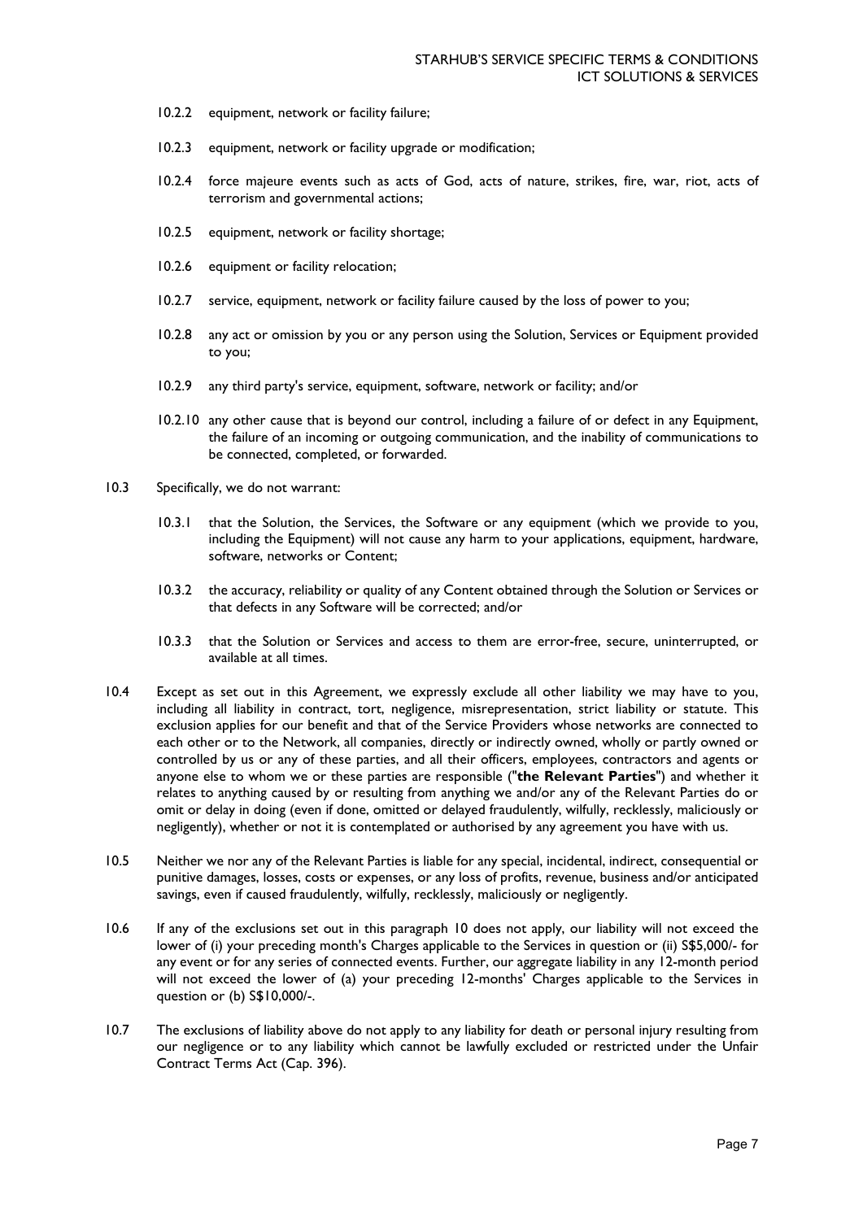10.2.2 equipment, network or facility failure;

10.2.3 equipment, network or facility upgrade or modification;

10.2.4 force majeure events such as acts of God, acts of nature, strikes, fire, war, riot, acts of terrorism and governmental actions;

10.2.5 equipment, network or facility shortage;

10.2.6 equipment or facility relocation;

10.2.7 service, equipment, network or facility failure caused by the loss of power to you;

10.2.8 any act or omission by you or any person using the Solution, Services or Equipment provided to you;

10.2.9 any third party's service, equipment, software, network or facility; and/or

10.2.10 any other cause that is beyond our control, including a failure of or defect in any Equipment, the failure of an incoming or outgoing communication, and the inability of communications to be connected, completed, or forwarded.

10.3 Specifically, we do not warrant:

10.3.1 that the Solution, the Services, the Software or any equipment (which we provide to you, including the Equipment) will not cause any harm to your applications, equipment, hardware, software, networks or Content;

10.3.2 the accuracy, reliability or quality of any Content obtained through the Solution or Services or that defects in any Software will be corrected; and/or

10.3.3 that the Solution or Services and access to them are error-free, secure, uninterrupted, or available at all times.

10.4 Except as set out in this Agreement, we expressly exclude all other liability we may have to you, including all liability in contract, tort, negligence, misrepresentation, strict liability or statute. This exclusion applies for our benefit and that of the Service Providers whose networks are connected to each other or to the Network, all companies, directly or indirectly owned, wholly or partly owned or controlled by us or any of these parties, and all their officers, employees, contractors and agents or anyone else to whom we or these parties are responsible ("**the Relevant Parties**") and whether it relates to anything caused by or resulting from anything we and/or any of the Relevant Parties do or omit or delay in doing (even if done, omitted or delayed fraudulently, wilfully, recklessly, maliciously or negligently), whether or not it is contemplated or authorised by any agreement you have with us.

10.5 Neither we nor any of the Relevant Parties is liable for any special, incidental, indirect, consequential or punitive damages, losses, costs or expenses, or any loss of profits, revenue, business and/or anticipated savings, even if caused fraudulently, wilfully, recklessly, maliciously or negligently.

10.6 If any of the exclusions set out in this paragraph 10 does not apply, our liability will not exceed the lower of (i) your preceding month's Charges applicable to the Services in question or (ii) S$5,000/- for any event or for any series of connected events. Further, our aggregate liability in any 12-month period will not exceed the lower of (a) your preceding 12-months' Charges applicable to the Services in question or (b) S$10,000/-.

10.7 The exclusions of liability above do not apply to any liability for death or personal injury resulting from our negligence or to any liability which cannot be lawfully excluded or restricted under the Unfair Contract Terms Act (Cap. 396).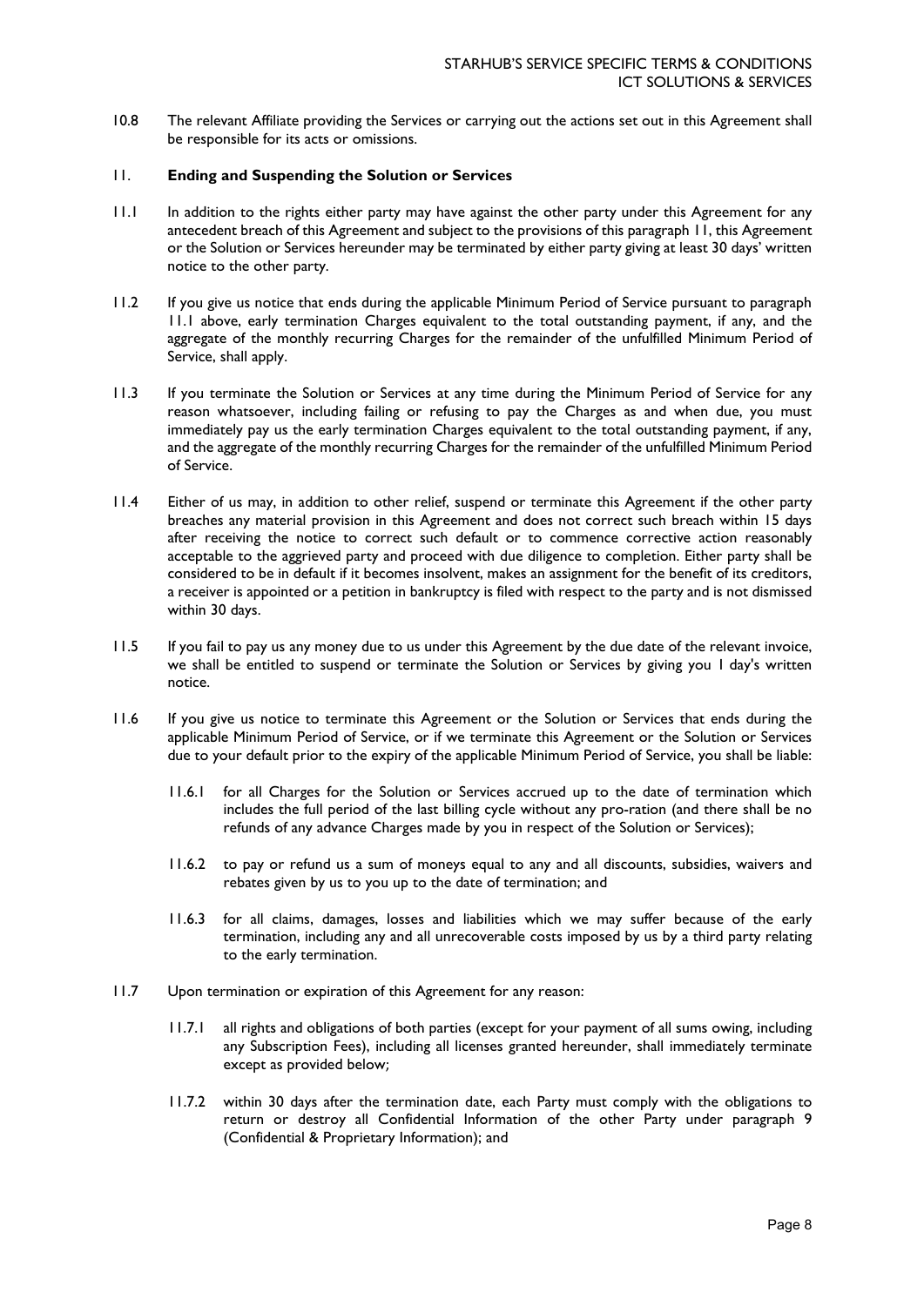10.8 The relevant Affiliate providing the Services or carrying out the actions set out in this Agreement shall be responsible for its acts or omissions.

## 11. Ending and Suspending the Solution or Services

11.1 In addition to the rights either party may have against the other party under this Agreement for any antecedent breach of this Agreement and subject to the provisions of this paragraph 11, this Agreement or the Solution or Services hereunder may be terminated by either party giving at least 30 days' written notice to the other party.

11.2 If you give us notice that ends during the applicable Minimum Period of Service pursuant to paragraph 11.1 above, early termination Charges equivalent to the total outstanding payment, if any, and the aggregate of the monthly recurring Charges for the remainder of the unfulfilled Minimum Period of Service, shall apply.

11.3 If you terminate the Solution or Services at any time during the Minimum Period of Service for any reason whatsoever, including failing or refusing to pay the Charges as and when due, you must immediately pay us the early termination Charges equivalent to the total outstanding payment, if any, and the aggregate of the monthly recurring Charges for the remainder of the unfulfilled Minimum Period of Service.

11.4 Either of us may, in addition to other relief, suspend or terminate this Agreement if the other party breaches any material provision in this Agreement and does not correct such breach within 15 days after receiving the notice to correct such default or to commence corrective action reasonably acceptable to the aggrieved party and proceed with due diligence to completion. Either party shall be considered to be in default if it becomes insolvent, makes an assignment for the benefit of its creditors, a receiver is appointed or a petition in bankruptcy is filed with respect to the party and is not dismissed within 30 days.

11.5 If you fail to pay us any money due to us under this Agreement by the due date of the relevant invoice, we shall be entitled to suspend or terminate the Solution or Services by giving you 1 day's written notice.

11.6 If you give us notice to terminate this Agreement or the Solution or Services that ends during the applicable Minimum Period of Service, or if we terminate this Agreement or the Solution or Services due to your default prior to the expiry of the applicable Minimum Period of Service, you shall be liable:

11.6.1 for all Charges for the Solution or Services accrued up to the date of termination which includes the full period of the last billing cycle without any pro-ration (and there shall be no refunds of any advance Charges made by you in respect of the Solution or Services);

11.6.2 to pay or refund us a sum of moneys equal to any and all discounts, subsidies, waivers and rebates given by us to you up to the date of termination; and

11.6.3 for all claims, damages, losses and liabilities which we may suffer because of the early termination, including any and all unrecoverable costs imposed by us by a third party relating to the early termination.

11.7 Upon termination or expiration of this Agreement for any reason:

11.7.1 all rights and obligations of both parties (except for your payment of all sums owing, including any Subscription Fees), including all licenses granted hereunder, shall immediately terminate except as provided below;

11.7.2 within 30 days after the termination date, each Party must comply with the obligations to return or destroy all Confidential Information of the other Party under paragraph 9 (Confidential & Proprietary Information); and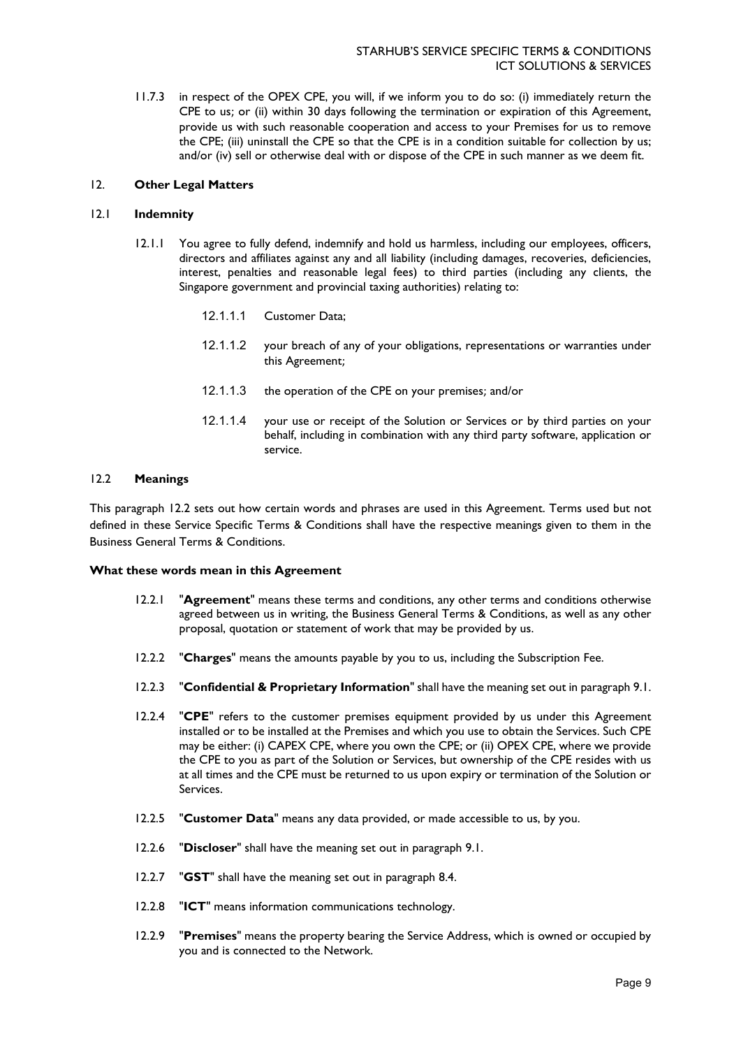11.7.3 in respect of the OPEX CPE, you will, if we inform you to do so: (i) immediately return the CPE to us; or (ii) within 30 days following the termination or expiration of this Agreement, provide us with such reasonable cooperation and access to your Premises for us to remove the CPE; (iii) uninstall the CPE so that the CPE is in a condition suitable for collection by us; and/or (iv) sell or otherwise deal with or dispose of the CPE in such manner as we deem fit.

## 12. Other Legal Matters

### 12.1 Indemnity

12.1.1 You agree to fully defend, indemnify and hold us harmless, including our employees, officers, directors and affiliates against any and all liability (including damages, recoveries, deficiencies, interest, penalties and reasonable legal fees) to third parties (including any clients, the Singapore government and provincial taxing authorities) relating to:

12.1.1.1 Customer Data;

12.1.1.2 your breach of any of your obligations, representations or warranties under this Agreement;

12.1.1.3 the operation of the CPE on your premises; and/or

12.1.1.4 your use or receipt of the Solution or Services or by third parties on your behalf, including in combination with any third party software, application or service.

### 12.2 Meanings

This paragraph 12.2 sets out how certain words and phrases are used in this Agreement. Terms used but not defined in these Service Specific Terms & Conditions shall have the respective meanings given to them in the Business General Terms & Conditions.

**What these words mean in this Agreement**

12.2.1 "**Agreement**" means these terms and conditions, any other terms and conditions otherwise agreed between us in writing, the Business General Terms & Conditions, as well as any other proposal, quotation or statement of work that may be provided by us.

12.2.2 "**Charges**" means the amounts payable by you to us, including the Subscription Fee.

12.2.3 "**Confidential & Proprietary Information**" shall have the meaning set out in paragraph 9.1.

12.2.4 "**CPE**" refers to the customer premises equipment provided by us under this Agreement installed or to be installed at the Premises and which you use to obtain the Services. Such CPE may be either: (i) CAPEX CPE, where you own the CPE; or (ii) OPEX CPE, where we provide the CPE to you as part of the Solution or Services, but ownership of the CPE resides with us at all times and the CPE must be returned to us upon expiry or termination of the Solution or Services.

12.2.5 "**Customer Data**" means any data provided, or made accessible to us, by you.

12.2.6 "**Discloser**" shall have the meaning set out in paragraph 9.1.

12.2.7 "**GST**" shall have the meaning set out in paragraph 8.4.

12.2.8 "**ICT**" means information communications technology.

12.2.9 "**Premises**" means the property bearing the Service Address, which is owned or occupied by you and is connected to the Network.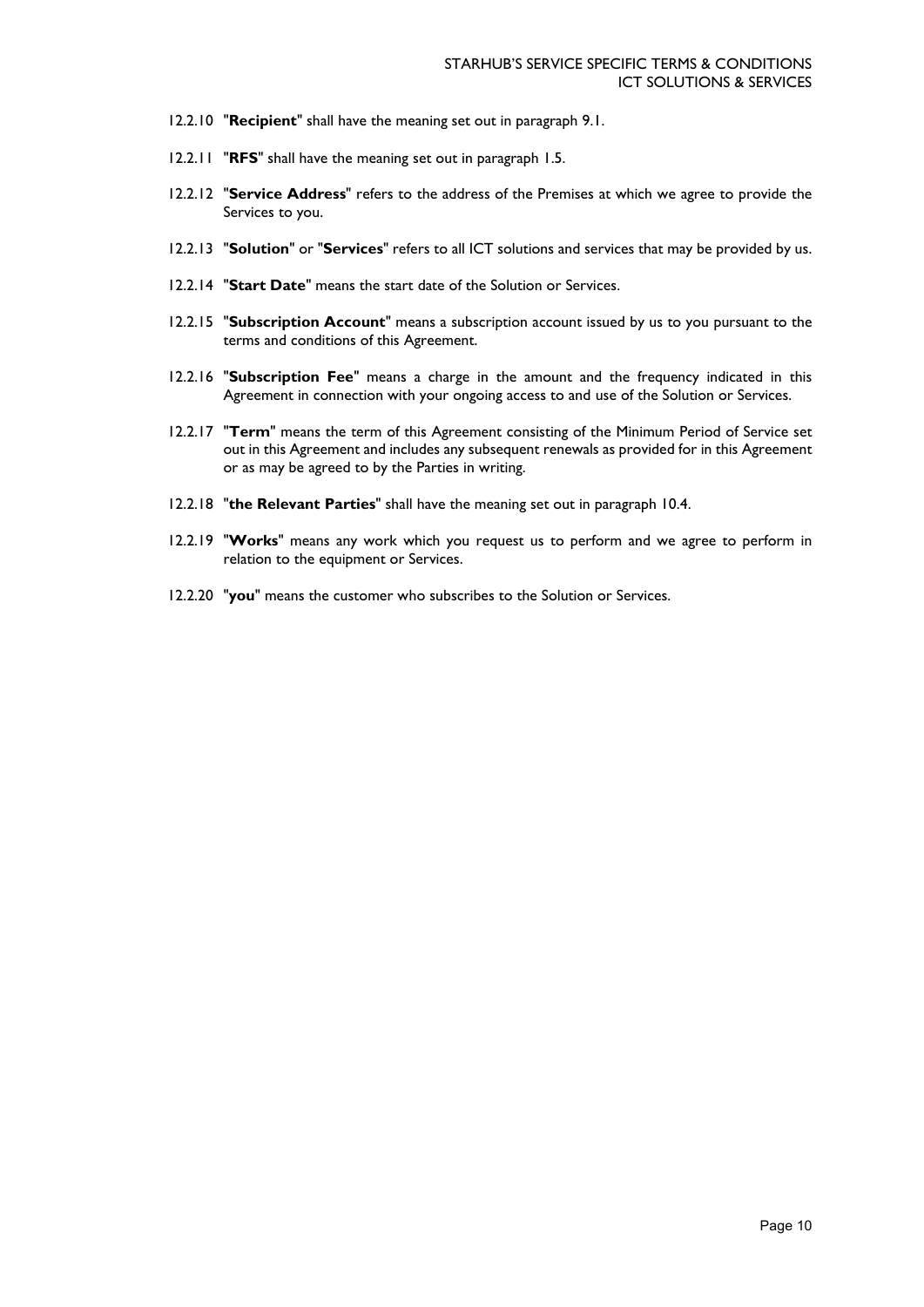12.2.10 "**Recipient**" shall have the meaning set out in paragraph 9.1.

12.2.11 "**RFS**" shall have the meaning set out in paragraph 1.5.

12.2.12 "**Service Address**" refers to the address of the Premises at which we agree to provide the Services to you.

12.2.13 "**Solution**" or "**Services**" refers to all ICT solutions and services that may be provided by us.

12.2.14 "**Start Date**" means the start date of the Solution or Services.

12.2.15 "**Subscription Account**" means a subscription account issued by us to you pursuant to the terms and conditions of this Agreement.

12.2.16 "**Subscription Fee**" means a charge in the amount and the frequency indicated in this Agreement in connection with your ongoing access to and use of the Solution or Services.

12.2.17 "**Term**" means the term of this Agreement consisting of the Minimum Period of Service set out in this Agreement and includes any subsequent renewals as provided for in this Agreement or as may be agreed to by the Parties in writing.

12.2.18 "**the Relevant Parties**" shall have the meaning set out in paragraph 10.4.

12.2.19 "**Works**" means any work which you request us to perform and we agree to perform in relation to the equipment or Services.

12.2.20 "**you**" means the customer who subscribes to the Solution or Services.